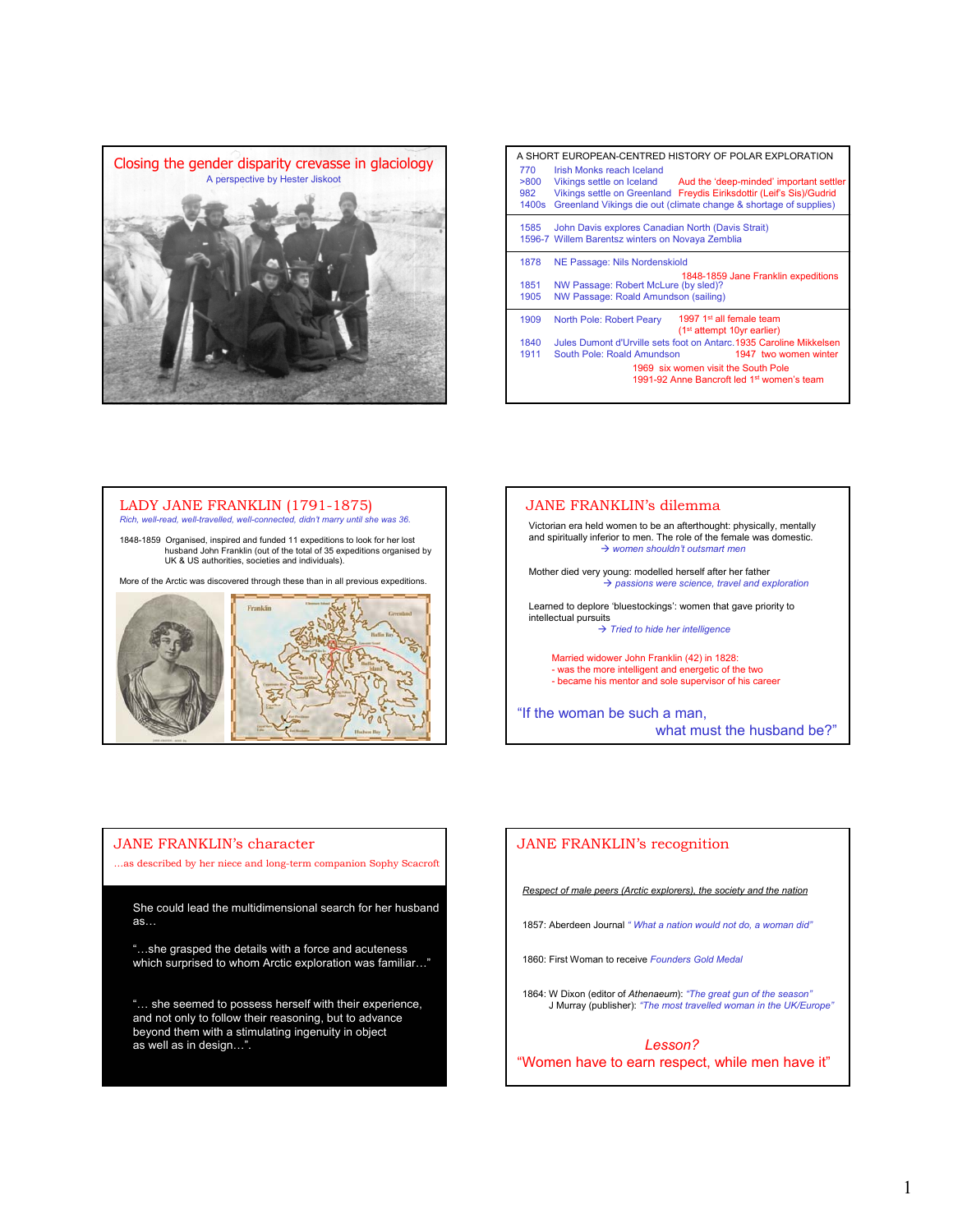## Closing the gender disparity crevasse in glaciology

A perspective by Hester Jiskoot

## A SHORT EUROPEAN-CENTRED HISTORY OF POLAR EXPLORATION

770 Irish Monks reach Iceland
>800 Vikings settle on Iceland — Aud the 'deep-minded' important settler
982 Vikings settle on Greenland — Freydis Eiriksdottir (Leif's Sis)/Gudrid
1400s Greenland Vikings die out (climate change & shortage of supplies)

1585 John Davis explores Canadian North (Davis Strait)
1596-7 Willem Barentsz winters on Novaya Zemblia

1878 NE Passage: Nils Nordenskiold
1848-1859 Jane Franklin expeditions
1851 NW Passage: Robert McLure (by sled)?
1905 NW Passage: Roald Amundson (sailing)

1909 North Pole: Robert Peary — 1997 1st all female team (1st attempt 10yr earlier)
1840 Jules Dumont d'Urville sets foot on Antarc. — 1935 Caroline Mikkelsen
1911 South Pole: Roald Amundson — 1947 two women winter
1969 six women visit the South Pole
1991-92 Anne Bancroft led 1st women's team

## LADY JANE FRANKLIN (1791-1875)

*Rich, well-read, well-travelled, well-connected, didn't marry until she was 36.*

1848-1859 Organised, inspired and funded 11 expeditions to look for her lost husband John Franklin (out of the total of 35 expeditions organised by UK & US authorities, societies and individuals).

More of the Arctic was discovered through these than in all previous expeditions.

## JANE FRANKLIN's dilemma

Victorian era held women to be an afterthought: physically, mentally and spiritually inferior to men. The role of the female was domestic.
→ *women shouldn't outsmart men*

Mother died very young: modelled herself after her father
→ *passions were science, travel and exploration*

Learned to deplore 'bluestockings': women that gave priority to intellectual pursuits
→ *Tried to hide her intelligence*

Married widower John Franklin (42) in 1828:
- was the more intelligent and energetic of the two
- became his mentor and sole supervisor of his career

"If the woman be such a man, what must the husband be?"

## JANE FRANKLIN's character

…as described by her niece and long-term companion Sophy Scacroft

She could lead the multidimensional search for her husband as…

"…she grasped the details with a force and acuteness which surprised to whom Arctic exploration was familiar…"

"… she seemed to possess herself with their experience, and not only to follow their reasoning, but to advance beyond them with a stimulating ingenuity in object as well as in design…".

## JANE FRANKLIN's recognition

Respect of male peers (Arctic explorers), the society and the nation

1857: Aberdeen Journal *" What a nation would not do, a woman did"*

1860: First Woman to receive *Founders Gold Medal*

1864: W Dixon (editor of *Athenaeum*): *"The great gun of the season"*
J Murray (publisher): *"The most travelled woman in the UK/Europe"*

*Lesson?*
"Women have to earn respect, while men have it"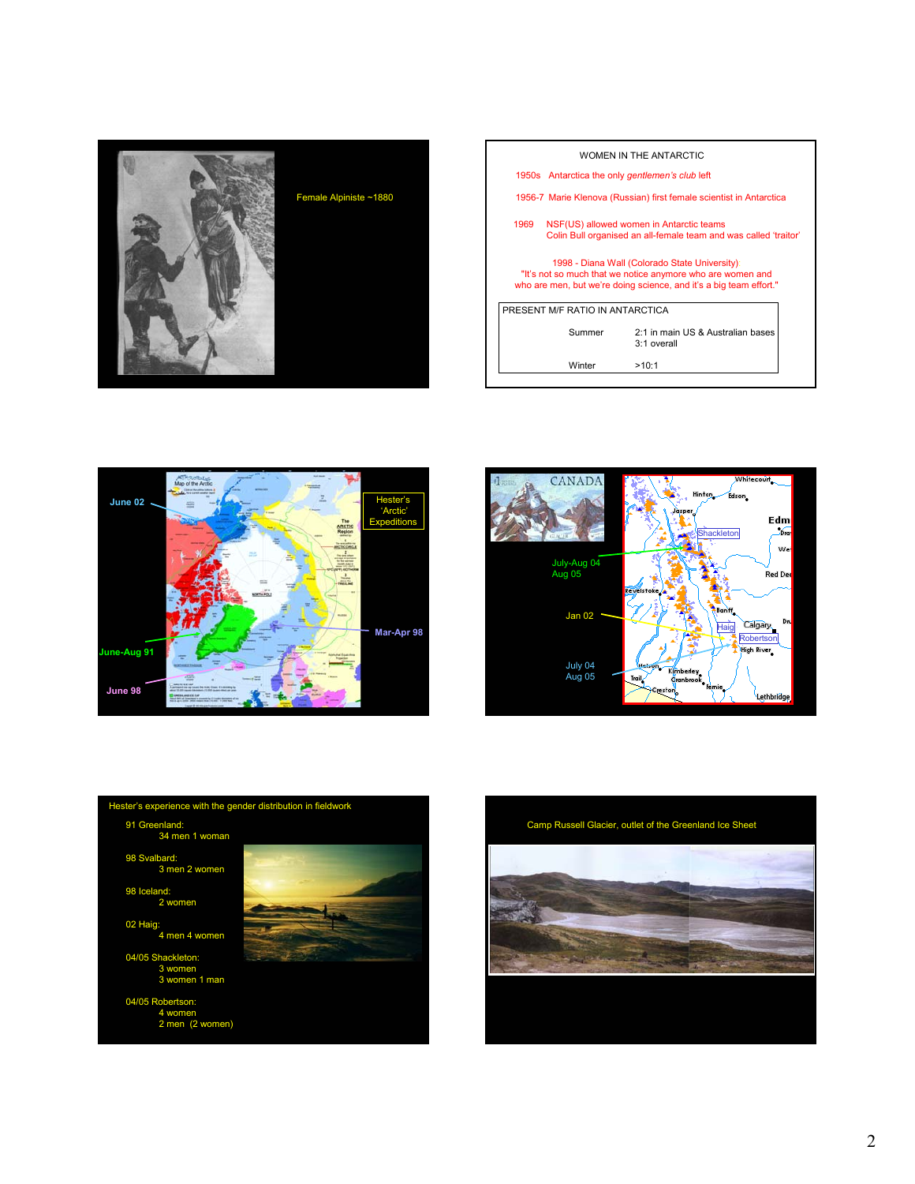Female Alpiniste ~1880

WOMEN IN THE ANTARCTIC

1950s Antarctica the only *gentlemen's club* left

1956-7 Marie Klenova (Russian) first female scientist in Antarctica

1969 NSF(US) allowed women in Antarctic teams
Colin Bull organised an all-female team and was called 'traitor'

1998 - Diana Wall (Colorado State University)
"It's not so much that we notice anymore who are women and who are men, but we're doing science, and it's a big team effort."

| PRESENT M/F RATIO IN ANTARCTICA | |
|---|---|
| Summer | 2:1 in main US & Australian bases<br>3:1 overall |
| Winter | >10:1 |

Hester's 'Arctic' Expeditions

June 02

June-Aug 91

June 98

Mar-Apr 98

July-Aug 04
Aug 05

Jan 02

July 04
Aug 05

Hester's experience with the gender distribution in fieldwork

91 Greenland:
34 men 1 woman

98 Svalbard:
3 men 2 women

98 Iceland:
2 women

02 Haig:
4 men 4 women

04/05 Shackleton:
3 women
3 women 1 man

04/05 Robertson:
4 women
2 men (2 women)

Camp Russell Glacier, outlet of the Greenland Ice Sheet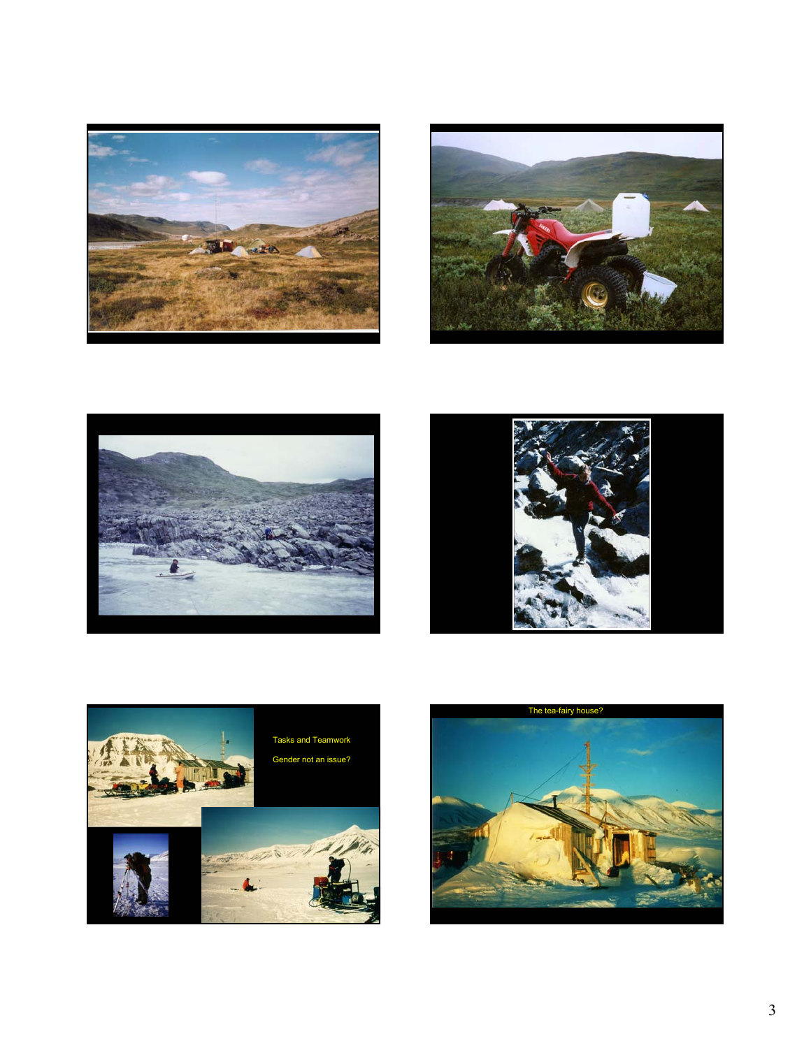Tasks and Teamwork

Gender not an issue?

The tea-fairy house?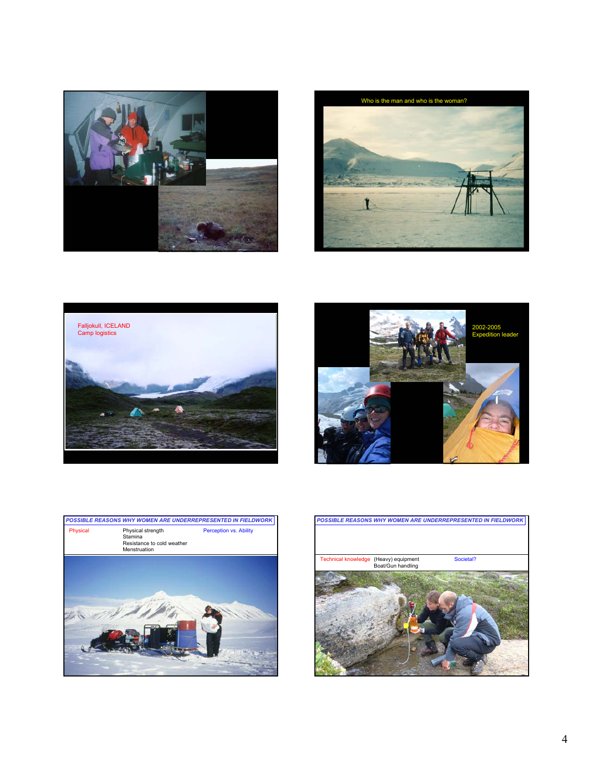Who is the man and who is the woman?

Falljokull, ICELAND
Camp logistics

2002-2005
Expedition leader

**POSSIBLE REASONS WHY WOMEN ARE UNDERREPRESENTED IN FIELDWORK**

| | | |
|---|---|---|
| Physical | Physical strength<br>Stamina<br>Resistance to cold weather<br>Menstruation | Perception vs. Ability |

**POSSIBLE REASONS WHY WOMEN ARE UNDERREPRESENTED IN FIELDWORK**

| | | |
|---|---|---|
| Technical knowledge | (Heavy) equipment<br>Boat/Gun handling | Societal? |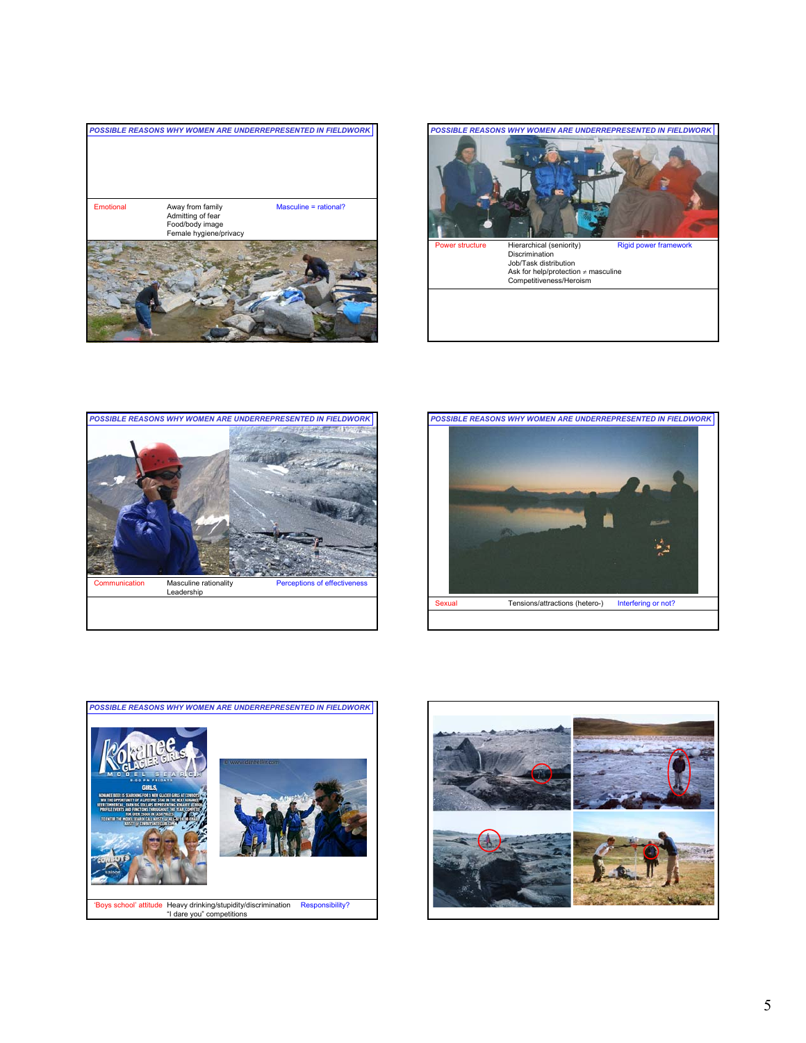## POSSIBLE REASONS WHY WOMEN ARE UNDERREPRESENTED IN FIELDWORK

| Emotional | Away from family<br>Admitting of fear<br>Food/body image<br>Female hygiene/privacy | Masculine = rational? |
|---|---|---|

## POSSIBLE REASONS WHY WOMEN ARE UNDERREPRESENTED IN FIELDWORK

| Power structure | Hierarchical (seniority)<br>Discrimination<br>Job/Task distribution<br>Ask for help/protection ≠ masculine<br>Competitiveness/Heroism | Rigid power framework |
|---|---|---|

## POSSIBLE REASONS WHY WOMEN ARE UNDERREPRESENTED IN FIELDWORK

| Communication | Masculine rationality<br>Leadership | Perceptions of effectiveness |
|---|---|---|

## POSSIBLE REASONS WHY WOMEN ARE UNDERREPRESENTED IN FIELDWORK

| Sexual | Tensions/attractions (hetero-) | Interfering or not? |
|---|---|---|

## POSSIBLE REASONS WHY WOMEN ARE UNDERREPRESENTED IN FIELDWORK

| 'Boys school' attitude | Heavy drinking/stupidity/discrimination<br>"I dare you" competitions | Responsibility? |
|---|---|---|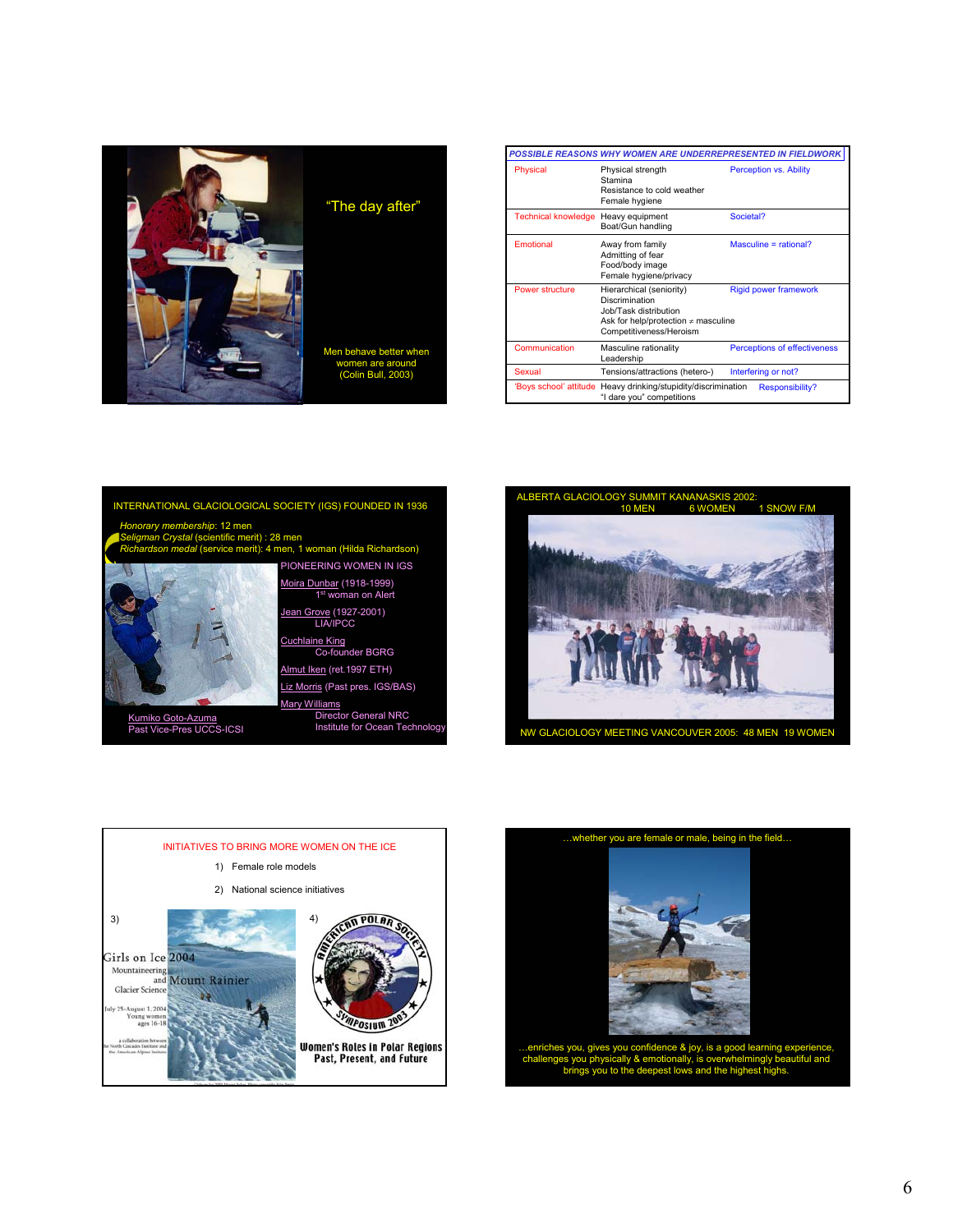"The day after"

Men behave better when women are around (Colin Bull, 2003)

| POSSIBLE REASONS WHY WOMEN ARE UNDERREPRESENTED IN FIELDWORK | | |
|---|---|---|
| Physical | Physical strength<br>Stamina<br>Resistance to cold weather<br>Female hygiene | Perception vs. Ability |
| Technical knowledge | Heavy equipment<br>Boat/Gun handling | Societal? |
| Emotional | Away from family<br>Admitting of fear<br>Food/body image<br>Female hygiene/privacy | Masculine = rational? |
| Power structure | Hierarchical (seniority)<br>Discrimination<br>Job/Task distribution<br>Ask for help/protection ≠ masculine<br>Competitiveness/Heroism | Rigid power framework |
| Communication | Masculine rationality<br>Leadership | Perceptions of effectiveness |
| Sexual | Tensions/attractions (hetero-) | Interfering or not? |
| 'Boys school' attitude | Heavy drinking/stupidity/discrimination<br>"I dare you" competitions | Responsibility? |

INTERNATIONAL GLACIOLOGICAL SOCIETY (IGS) FOUNDED IN 1936

*Honorary membership*: 12 men
*Seligman Crystal* (scientific merit) : 28 men
*Richardson medal* (service merit): 4 men, 1 woman (Hilda Richardson)

PIONEERING WOMEN IN IGS

- Moira Dunbar (1918-1999) 1st woman on Alert
- Jean Grove (1927-2001) LIA/IPCC
- Cuchlaine King Co-founder BGRG
- Almut Iken (ret.1997 ETH)
- Liz Morris (Past pres. IGS/BAS)
- Mary Williams Director General NRC Institute for Ocean Technology

Kumiko Goto-Azuma
Past Vice-Pres UCCS-ICSI

ALBERTA GLACIOLOGY SUMMIT KANANASKIS 2002:
10 MEN 6 WOMEN 1 SNOW F/M

NW GLACIOLOGY MEETING VANCOUVER 2005: 48 MEN 19 WOMEN

INITIATIVES TO BRING MORE WOMEN ON THE ICE

1) Female role models
2) National science initiatives
3) Girls on Ice 2004 — Mountaineering and Glacier Science, Mount Rainier, July 25-August 1, 2004, Young women ages 16-18, a collaboration between the North Cascades Institute and the American Alpine Institute
4) American Polar Society Symposium 2003 — Women's Roles in Polar Regions Past, Present, and Future

…whether you are female or male, being in the field…

…enriches you, gives you confidence & joy, is a good learning experience, challenges you physically & emotionally, is overwhelmingly beautiful and brings you to the deepest lows and the highest highs.